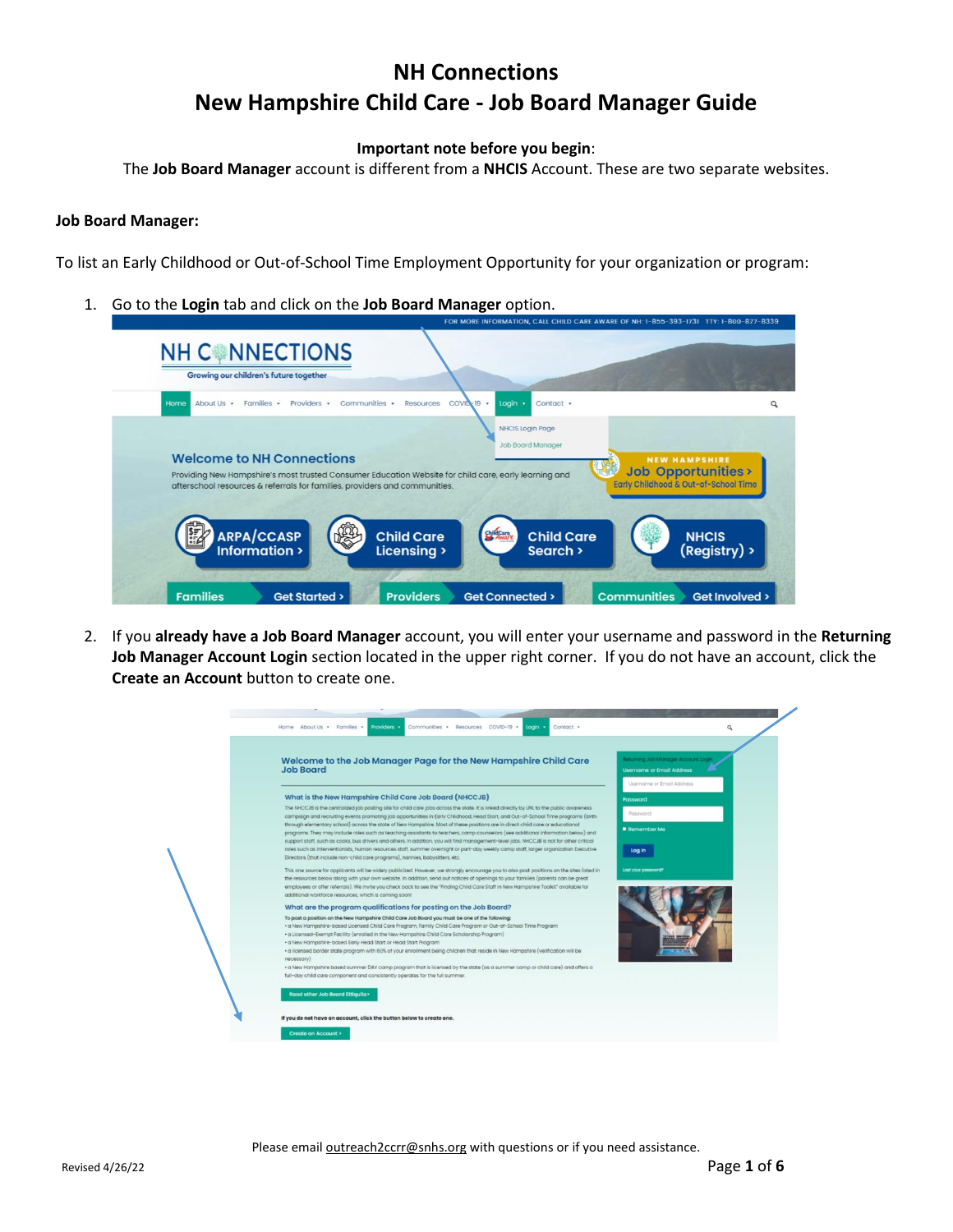# NH Connections

# New Hampshire Child Care - Job Board Manager Guide

**Important note before you begin**:

The **Job Board Manager** account is different from a **NHCIS** Account. These are two separate websites.

**Job Board Manager:**

To list an Early Childhood or Out-of-School Time Employment Opportunity for your organization or program:

1. Go to the **Login** tab and click on the **Job Board Manager** option.

2. If you **already have a Job Board Manager** account, you will enter your username and password in the **Returning Job Manager Account Login** section located in the upper right corner. If you do not have an account, click the **Create an Account** button to create one.

Please email outreach2ccrr@snhs.org with questions or if you need assistance.

Revised 4/26/22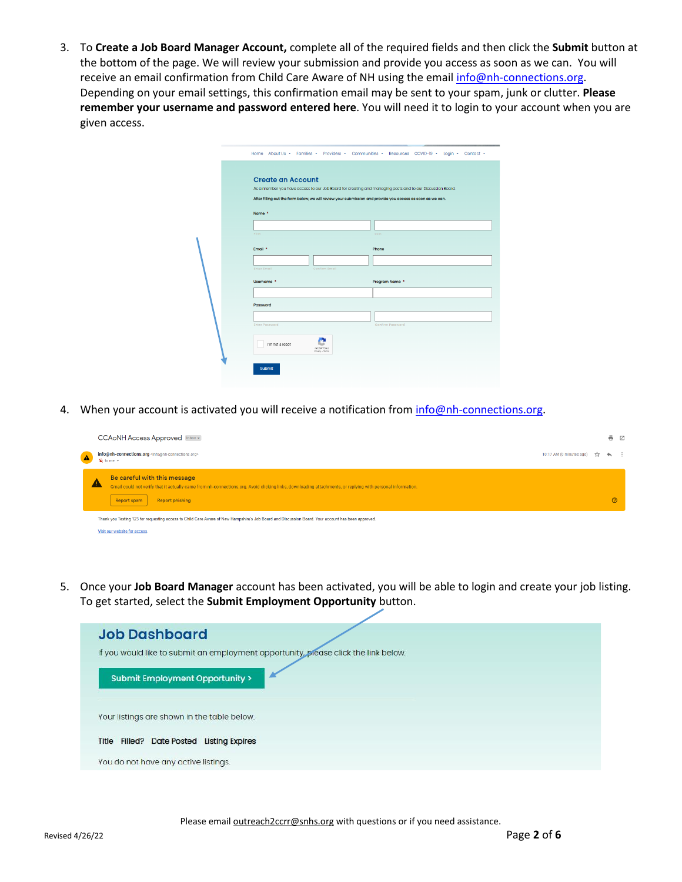3. To **Create a Job Board Manager Account,** complete all of the required fields and then click the **Submit** button at the bottom of the page. We will review your submission and provide you access as soon as we can. You will receive an email confirmation from Child Care Aware of NH using the email info@nh-connections.org. Depending on your email settings, this confirmation email may be sent to your spam, junk or clutter. **Please remember your username and password entered here**. You will need it to login to your account when you are given access.

4. When your account is activated you will receive a notification from info@nh-connections.org.

5. Once your **Job Board Manager** account has been activated, you will be able to login and create your job listing. To get started, select the **Submit Employment Opportunity** button.

Please email outreach2ccrr@snhs.org with questions or if you need assistance.

Revised 4/26/22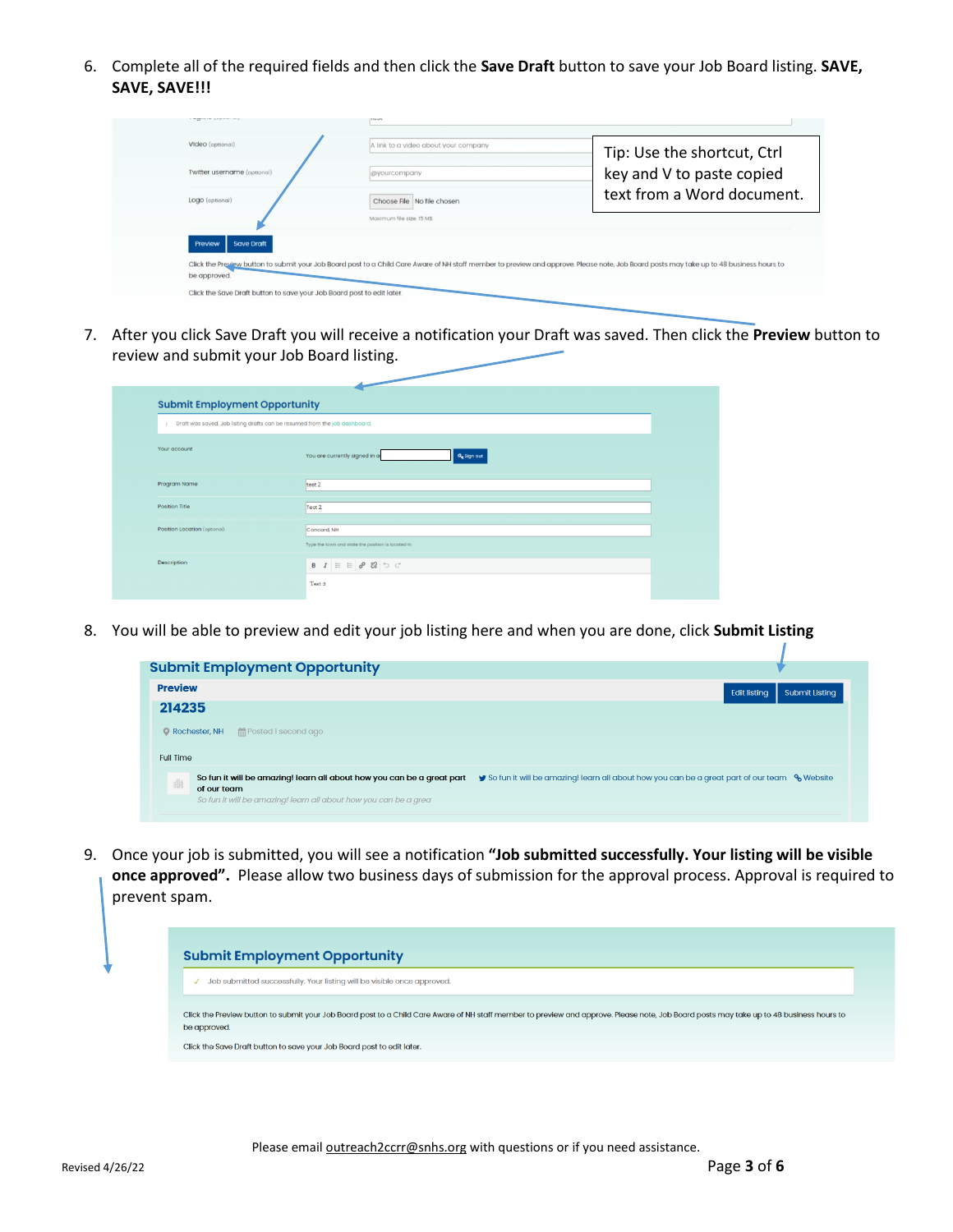6. Complete all of the required fields and then click the **Save Draft** button to save your Job Board listing. **SAVE, SAVE, SAVE!!!**

Video (optional) — A link to a video about your company

Twitter username (optional) — @yourcompany

Logo (optional) — Choose File No file chosen

Maximum file size: 15 MB.

Preview | Save Draft

Click the Preview button to submit your Job Board post to a Child Care Aware of NH staff member to preview and approve. Please note, Job Board posts may take up to 48 business hours to be approved.

Click the Save Draft button to save your Job Board post to edit later.

Tip: Use the shortcut, Ctrl key and V to paste copied text from a Word document.

7. After you click Save Draft you will receive a notification your Draft was saved. Then click the **Preview** button to review and submit your Job Board listing.

**Submit Employment Opportunity**

Draft was saved. Job listing drafts can be resumed from the job dashboard.

Your account — You are currently signed in a [ ] Sign out

Program Name — test 2

Position Title — Test 2

Position Location (optional) — Concord, NH

Type the town and state the position is located in.

Description — Test 3

8. You will be able to preview and edit your job listing here and when you are done, click **Submit Listing**

**Submit Employment Opportunity**

**Preview** — Edit listing | Submit Listing

**214235**

Rochester, NH — Posted 1 second ago

Full Time

So fun it will be amazing! learn all about how you can be a great part of our team — So fun it will be amazing! learn all about how you can be a great part of our team — Website

So fun it will be amazing! learn all about how you can be a grea

9. Once your job is submitted, you will see a notification **"Job submitted successfully. Your listing will be visible once approved".** Please allow two business days of submission for the approval process. Approval is required to prevent spam.

**Submit Employment Opportunity**

✓ Job submitted successfully. Your listing will be visible once approved.

Click the Preview button to submit your Job Board post to a Child Care Aware of NH staff member to preview and approve. Please note, Job Board posts may take up to 48 business hours to be approved.

Click the Save Draft button to save your Job Board post to edit later.

Please email outreach2ccrr@snhs.org with questions or if you need assistance.

Revised 4/26/22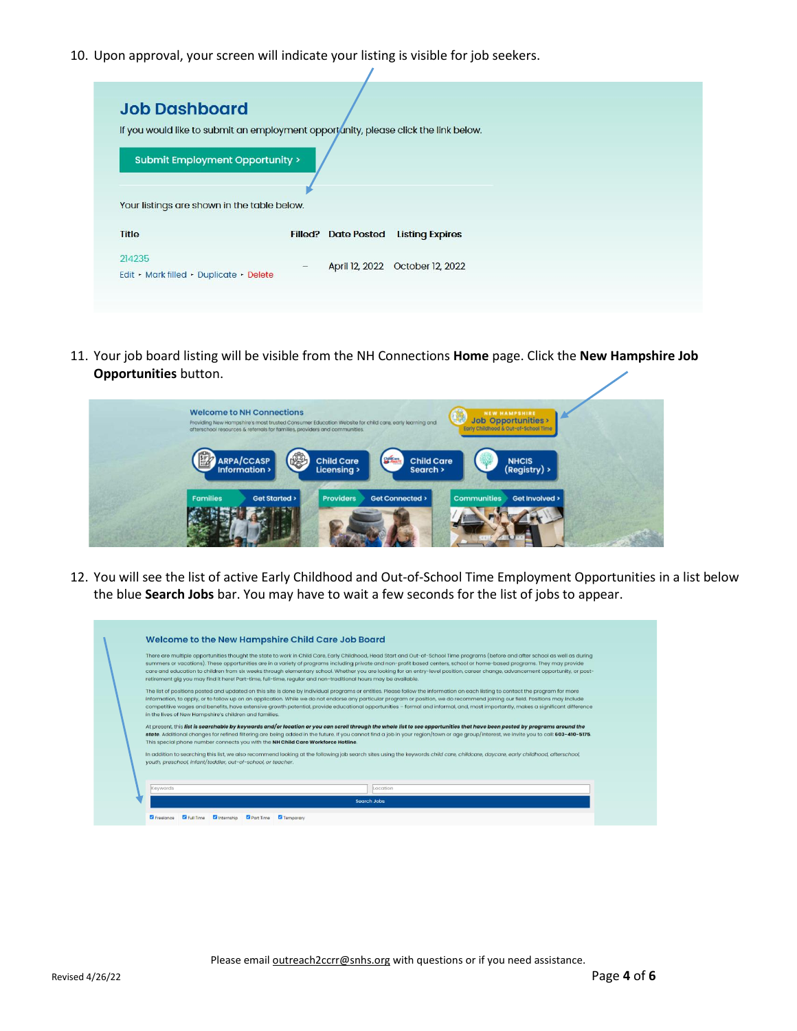10. Upon approval, your screen will indicate your listing is visible for job seekers.

## Job Dashboard

If you would like to submit an employment opportunity, please click the link below.

Submit Employment Opportunity ›

Your listings are shown in the table below.

| Title | Filled? | Date Posted | Listing Expires |
| --- | --- | --- | --- |
| 214235<br>Edit • Mark filled • Duplicate • Delete | – | April 12, 2022 | October 12, 2022 |

11. Your job board listing will be visible from the NH Connections **Home** page. Click the **New Hampshire Job Opportunities** button.

Welcome to NH Connections

Providing New Hampshire's most trusted Consumer Education Website for child care, early learning and afterschool resources & referrals for families, providers and communities.

NEW HAMPSHIRE Job Opportunities › Early Childhood & Out-of-School Time

ARPA/CCASP Information › | Child Care Licensing › | Child Care Search › | NHCIS (Registry) ›

Families Get Started › | Providers Get Connected › | Communities Get Involved ›

12. You will see the list of active Early Childhood and Out-of-School Time Employment Opportunities in a list below the blue **Search Jobs** bar. You may have to wait a few seconds for the list of jobs to appear.

### Welcome to the New Hampshire Child Care Job Board

There are multiple opportunities thought the state to work in Child Care, Early Childhood, Head Start and Out-of-School Time programs (before and after school as well as during summers or vacations). These opportunities are in a variety of programs including private and non-profit based centers, school or home-based programs. They may provide care and education to children from six weeks through elementary school. Whether you are looking for an entry-level position, career change, advancement opportunity, or post-retirement gig you may find it here! Part-time, full-time, regular and non-traditional hours may be available.

The list of positions posted and updated on this site is done by individual programs or entities. Please follow the information on each listing to contact the program for more information, to apply, or to follow up on an application. While we do not endorse any particular program or position, we do recommend joining our field. Positions may include competitive wages and benefits, have extensive growth potential, provide educational opportunities – formal and informal, and, most importantly, makes a significant difference in the lives of New Hampshire's children and families.

At present, this ***list is searchable by keywords and/or location or you can scroll through the whole list to see opportunities that have been posted by programs around the state.*** Additional changes for refined filtering are being added in the future. If you cannot find a job in your region/town or age group/interest, we invite you to call: **603-410-5175**. This special phone number connects you with the **NH Child Care Workforce Hotline**.

In addition to searching this list, we also recommend looking at the following job search sites using the keywords *child care, childcare, daycare, early childhood, afterschool, youth, preschool, infant/toddler, out-of-school, or teacher.*

Keywords | Location

Search Jobs

☑ Freelance ☑ Full Time ☑ Internship ☑ Part Time ☑ Temporary

Please email outreach2ccrr@snhs.org with questions or if you need assistance.

Revised 4/26/22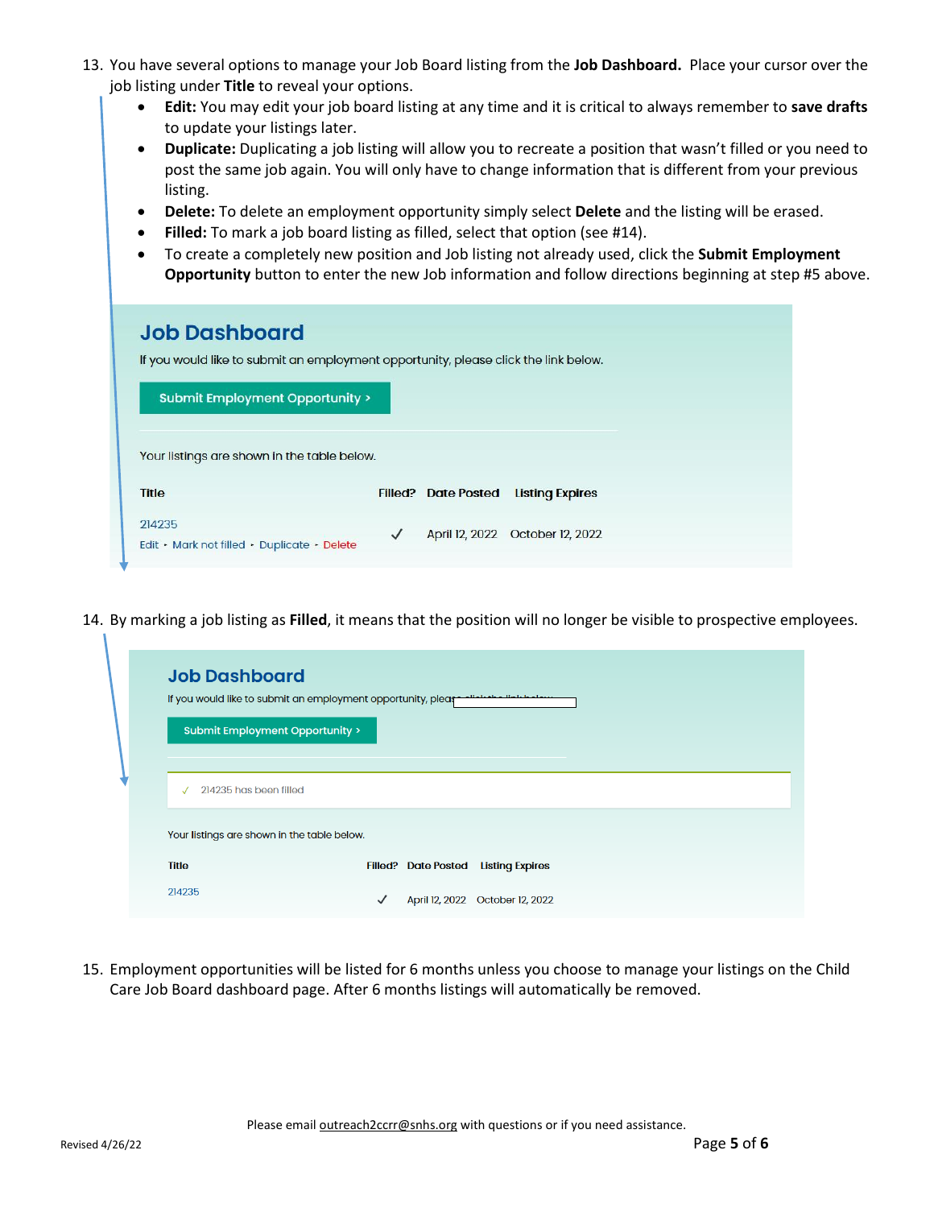13. You have several options to manage your Job Board listing from the **Job Dashboard.** Place your cursor over the job listing under **Title** to reveal your options.
    - **Edit:** You may edit your job board listing at any time and it is critical to always remember to **save drafts** to update your listings later.
    - **Duplicate:** Duplicating a job listing will allow you to recreate a position that wasn't filled or you need to post the same job again. You will only have to change information that is different from your previous listing.
    - **Delete:** To delete an employment opportunity simply select **Delete** and the listing will be erased.
    - **Filled:** To mark a job board listing as filled, select that option (see #14).
    - To create a completely new position and Job listing not already used, click the **Submit Employment Opportunity** button to enter the new Job information and follow directions beginning at step #5 above.

## Job Dashboard

If you would like to submit an employment opportunity, please click the link below.

Submit Employment Opportunity >

Your listings are shown in the table below.

| Title | Filled? | Date Posted | Listing Expires |
|---|---|---|---|
| 214235<br>Edit • Mark not filled • Duplicate • Delete | ✓ | April 12, 2022 | October 12, 2022 |

14. By marking a job listing as **Filled**, it means that the position will no longer be visible to prospective employees.

## Job Dashboard

If you would like to submit an employment opportunity, please click the link below.

Submit Employment Opportunity >

✓ 214235 has been filled

Your listings are shown in the table below.

| Title | Filled? | Date Posted | Listing Expires |
|---|---|---|---|
| 214235 | ✓ | April 12, 2022 | October 12, 2022 |

15. Employment opportunities will be listed for 6 months unless you choose to manage your listings on the Child Care Job Board dashboard page. After 6 months listings will automatically be removed.

Please email outreach2ccrr@snhs.org with questions or if you need assistance.

Revised 4/26/22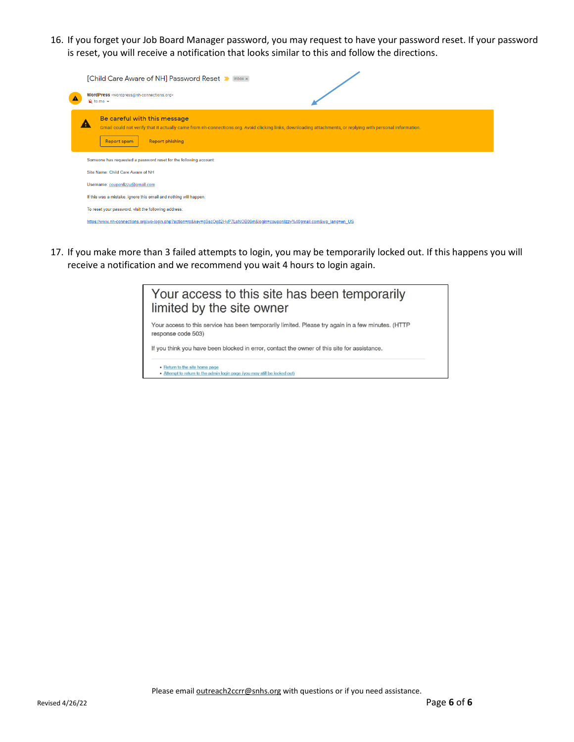16. If you forget your Job Board Manager password, you may request to have your password reset. If your password is reset, you will receive a notification that looks similar to this and follow the directions.

[Child Care Aware of NH] Password Reset  Inbox ×

WordPress <wordpress@nh-connections.org>
to me

**Be careful with this message**
Gmail could not verify that it actually came from nh-connections.org. Avoid clicking links, downloading attachments, or replying with personal information.

Report spam    Report phishing

Someone has requested a password reset for the following account:

Site Name: Child Care Aware of NH

Username: couponlizzy@gmail.com

If this was a mistake, ignore this email and nothing will happen.

To reset your password, visit the following address:

https://www.nh-connections.org/wp-login.php?action=rp&key=gSscQg82HyP7LpNQB08m&login=couponlizzy%40gmail.com&wp_lang=en_US

17. If you make more than 3 failed attempts to login, you may be temporarily locked out. If this happens you will receive a notification and we recommend you wait 4 hours to login again.

Your access to this site has been temporarily limited by the site owner

Your access to this service has been temporarily limited. Please try again in a few minutes. (HTTP response code 503)

If you think you have been blocked in error, contact the owner of this site for assistance.

- Return to the site home page
- Attempt to return to the admin login page (you may still be locked out)

Please email outreach2ccrr@snhs.org with questions or if you need assistance.

Revised 4/26/22